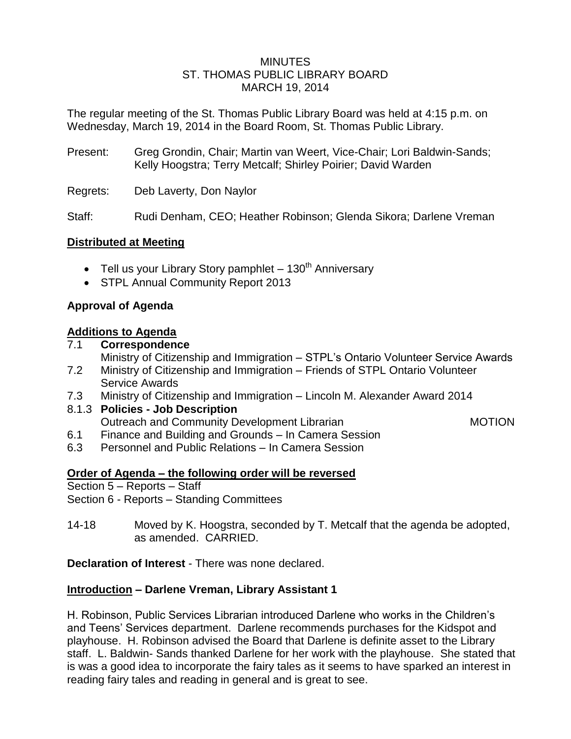# MINUTES
# ST. THOMAS PUBLIC LIBRARY BOARD
# MARCH 19, 2014

The regular meeting of the St. Thomas Public Library Board was held at 4:15 p.m. on Wednesday, March 19, 2014 in the Board Room, St. Thomas Public Library.

Present: Greg Grondin, Chair; Martin van Weert, Vice-Chair; Lori Baldwin-Sands; Kelly Hoogstra; Terry Metcalf; Shirley Poirier; David Warden

Regrets: Deb Laverty, Don Naylor

Staff: Rudi Denham, CEO; Heather Robinson; Glenda Sikora; Darlene Vreman

## Distributed at Meeting

- Tell us your Library Story pamphlet – 130th Anniversary
- STPL Annual Community Report 2013

## Approval of Agenda

## Additions to Agenda

7.1 **Correspondence**
Ministry of Citizenship and Immigration – STPL's Ontario Volunteer Service Awards

7.2 Ministry of Citizenship and Immigration – Friends of STPL Ontario Volunteer Service Awards

7.3 Ministry of Citizenship and Immigration – Lincoln M. Alexander Award 2014

8.1.3 **Policies - Job Description**
Outreach and Community Development Librarian MOTION

6.1 Finance and Building and Grounds – In Camera Session

6.3 Personnel and Public Relations – In Camera Session

## Order of Agenda – the following order will be reversed

Section 5 – Reports – Staff

Section 6 - Reports – Standing Committees

14-18 Moved by K. Hoogstra, seconded by T. Metcalf that the agenda be adopted, as amended. CARRIED.

**Declaration of Interest** - There was none declared.

## Introduction – Darlene Vreman, Library Assistant 1

H. Robinson, Public Services Librarian introduced Darlene who works in the Children's and Teens' Services department. Darlene recommends purchases for the Kidspot and playhouse. H. Robinson advised the Board that Darlene is definite asset to the Library staff. L. Baldwin- Sands thanked Darlene for her work with the playhouse. She stated that is was a good idea to incorporate the fairy tales as it seems to have sparked an interest in reading fairy tales and reading in general and is great to see.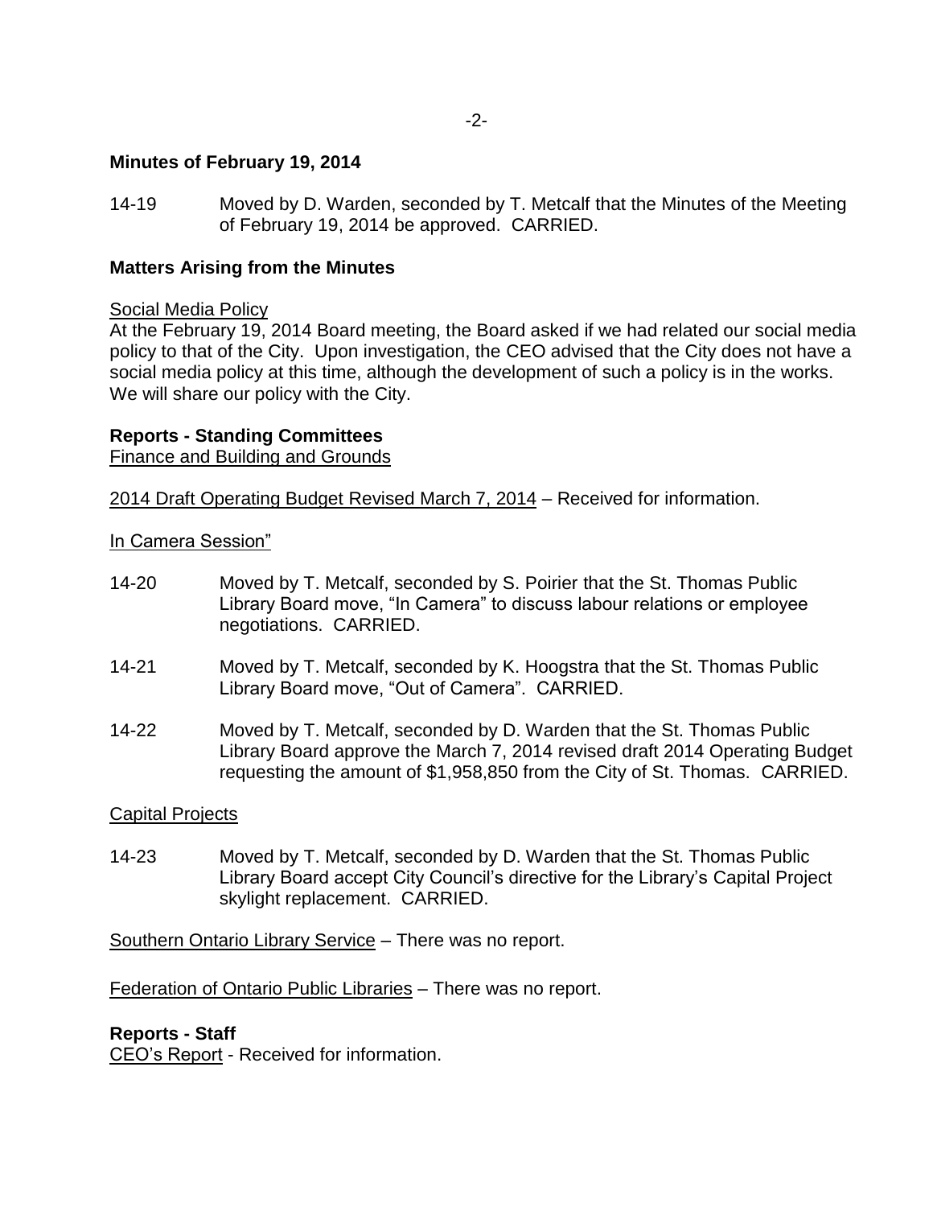**Minutes of February 19, 2014**

14-19 Moved by D. Warden, seconded by T. Metcalf that the Minutes of the Meeting of February 19, 2014 be approved. CARRIED.

**Matters Arising from the Minutes**

Social Media Policy

At the February 19, 2014 Board meeting, the Board asked if we had related our social media policy to that of the City. Upon investigation, the CEO advised that the City does not have a social media policy at this time, although the development of such a policy is in the works. We will share our policy with the City.

**Reports - Standing Committees**

Finance and Building and Grounds

2014 Draft Operating Budget Revised March 7, 2014 – Received for information.

In Camera Session”

14-20 Moved by T. Metcalf, seconded by S. Poirier that the St. Thomas Public Library Board move, “In Camera” to discuss labour relations or employee negotiations. CARRIED.

14-21 Moved by T. Metcalf, seconded by K. Hoogstra that the St. Thomas Public Library Board move, “Out of Camera”. CARRIED.

14-22 Moved by T. Metcalf, seconded by D. Warden that the St. Thomas Public Library Board approve the March 7, 2014 revised draft 2014 Operating Budget requesting the amount of $1,958,850 from the City of St. Thomas. CARRIED.

Capital Projects

14-23 Moved by T. Metcalf, seconded by D. Warden that the St. Thomas Public Library Board accept City Council’s directive for the Library’s Capital Project skylight replacement. CARRIED.

Southern Ontario Library Service – There was no report.

Federation of Ontario Public Libraries – There was no report.

**Reports - Staff**

CEO’s Report - Received for information.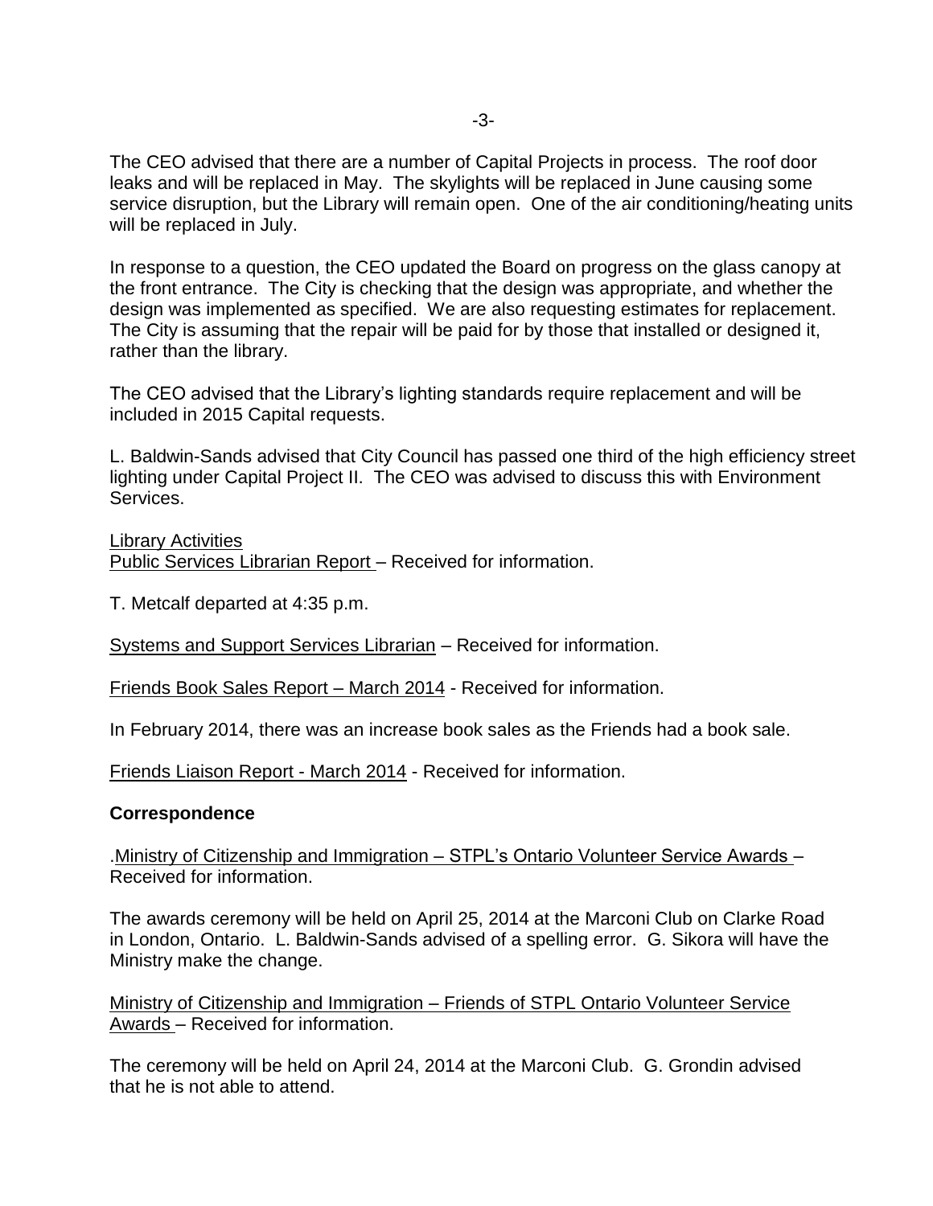The CEO advised that there are a number of Capital Projects in process. The roof door leaks and will be replaced in May. The skylights will be replaced in June causing some service disruption, but the Library will remain open. One of the air conditioning/heating units will be replaced in July.

In response to a question, the CEO updated the Board on progress on the glass canopy at the front entrance. The City is checking that the design was appropriate, and whether the design was implemented as specified. We are also requesting estimates for replacement. The City is assuming that the repair will be paid for by those that installed or designed it, rather than the library.

The CEO advised that the Library's lighting standards require replacement and will be included in 2015 Capital requests.

L. Baldwin-Sands advised that City Council has passed one third of the high efficiency street lighting under Capital Project II. The CEO was advised to discuss this with Environment Services.

Library Activities
Public Services Librarian Report – Received for information.

T. Metcalf departed at 4:35 p.m.

Systems and Support Services Librarian – Received for information.

Friends Book Sales Report – March 2014 - Received for information.

In February 2014, there was an increase book sales as the Friends had a book sale.

Friends Liaison Report - March 2014 - Received for information.

**Correspondence**

.Ministry of Citizenship and Immigration – STPL's Ontario Volunteer Service Awards – Received for information.

The awards ceremony will be held on April 25, 2014 at the Marconi Club on Clarke Road in London, Ontario. L. Baldwin-Sands advised of a spelling error. G. Sikora will have the Ministry make the change.

Ministry of Citizenship and Immigration – Friends of STPL Ontario Volunteer Service Awards – Received for information.

The ceremony will be held on April 24, 2014 at the Marconi Club. G. Grondin advised that he is not able to attend.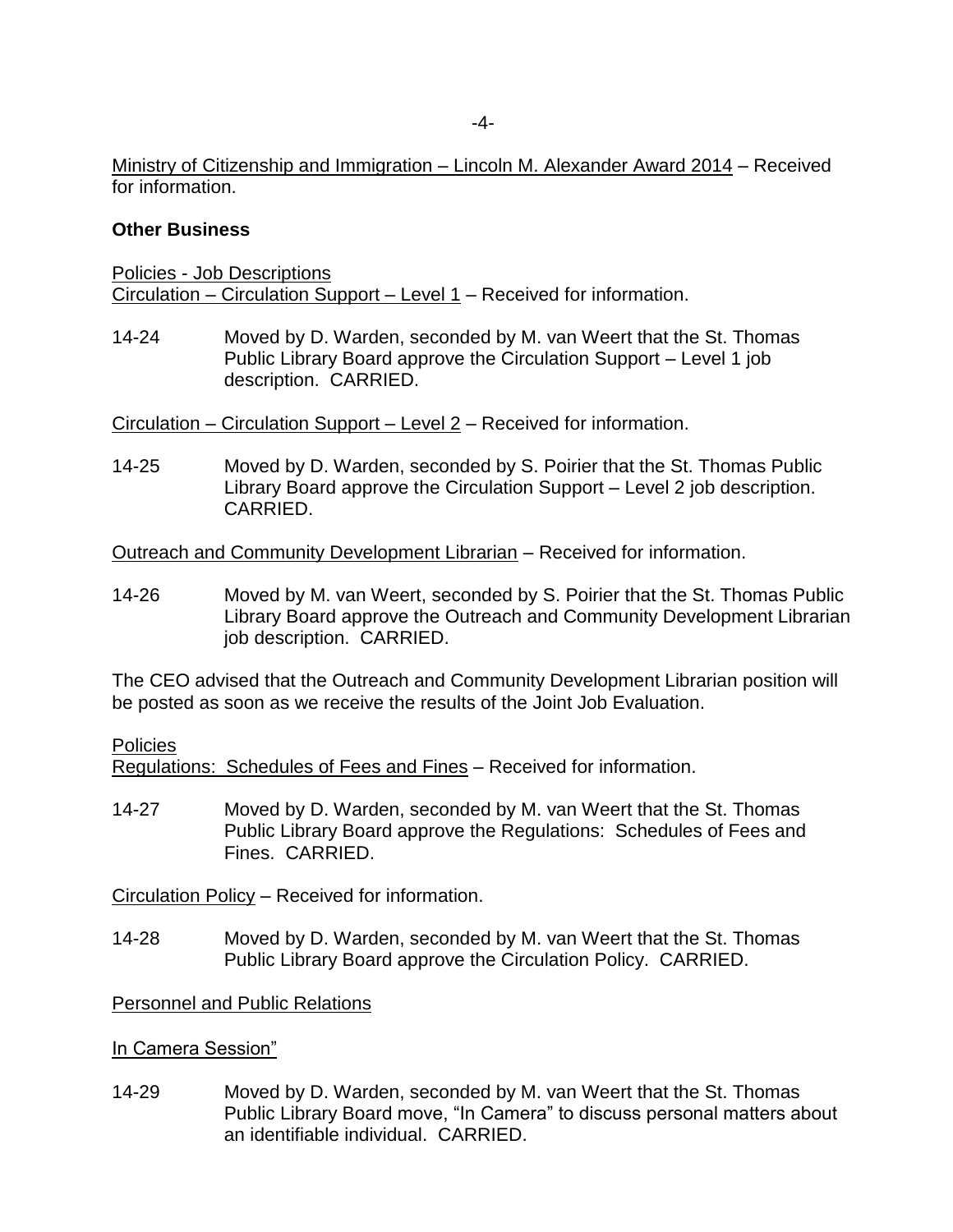Ministry of Citizenship and Immigration – Lincoln M. Alexander Award 2014 – Received for information.

**Other Business**

Policies - Job Descriptions
Circulation – Circulation Support – Level 1 – Received for information.

14-24 Moved by D. Warden, seconded by M. van Weert that the St. Thomas Public Library Board approve the Circulation Support – Level 1 job description. CARRIED.

Circulation – Circulation Support – Level 2 – Received for information.

14-25 Moved by D. Warden, seconded by S. Poirier that the St. Thomas Public Library Board approve the Circulation Support – Level 2 job description. CARRIED.

Outreach and Community Development Librarian – Received for information.

14-26 Moved by M. van Weert, seconded by S. Poirier that the St. Thomas Public Library Board approve the Outreach and Community Development Librarian job description. CARRIED.

The CEO advised that the Outreach and Community Development Librarian position will be posted as soon as we receive the results of the Joint Job Evaluation.

Policies
Regulations: Schedules of Fees and Fines – Received for information.

14-27 Moved by D. Warden, seconded by M. van Weert that the St. Thomas Public Library Board approve the Regulations: Schedules of Fees and Fines. CARRIED.

Circulation Policy – Received for information.

14-28 Moved by D. Warden, seconded by M. van Weert that the St. Thomas Public Library Board approve the Circulation Policy. CARRIED.

Personnel and Public Relations

In Camera Session"

14-29 Moved by D. Warden, seconded by M. van Weert that the St. Thomas Public Library Board move, "In Camera" to discuss personal matters about an identifiable individual. CARRIED.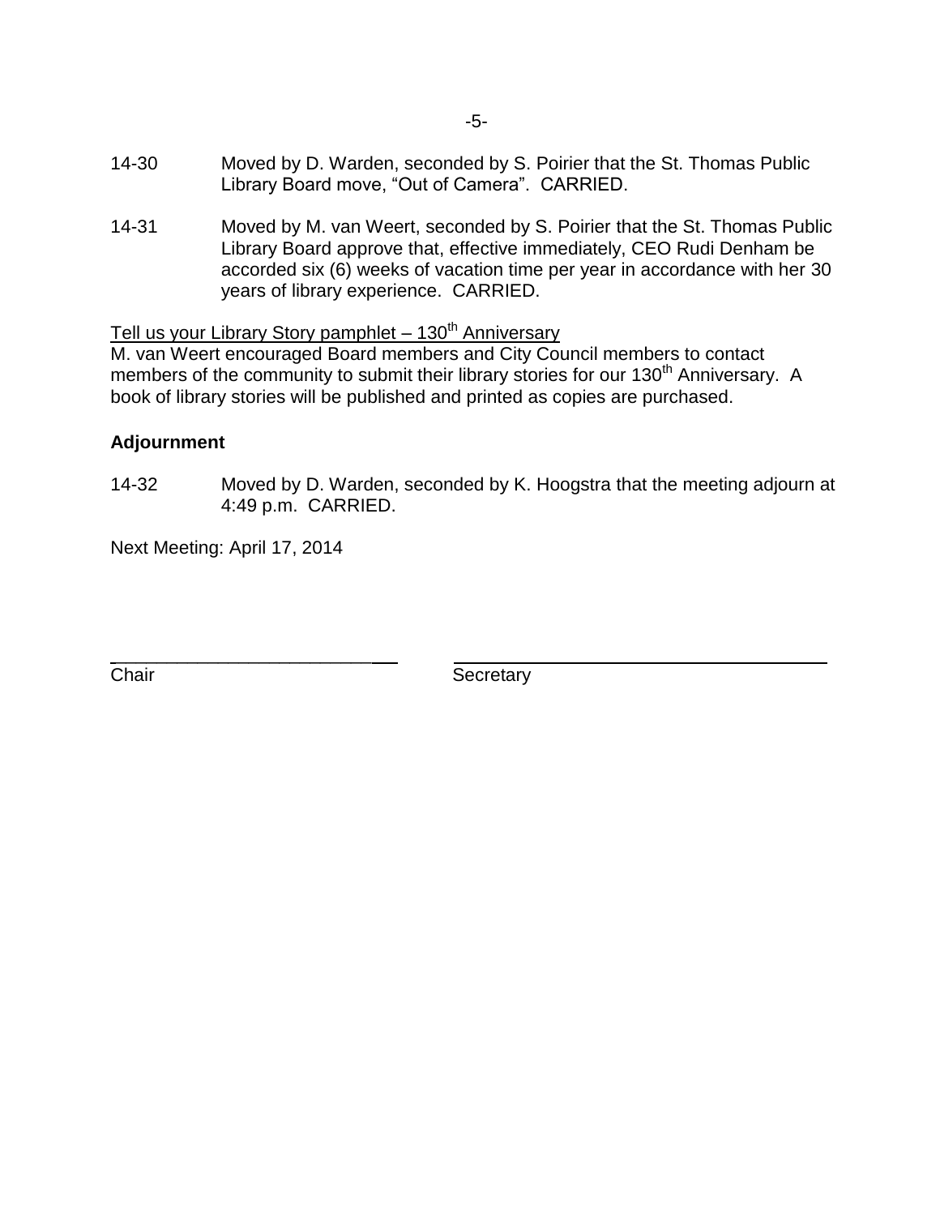14-30 Moved by D. Warden, seconded by S. Poirier that the St. Thomas Public Library Board move, "Out of Camera". CARRIED.

14-31 Moved by M. van Weert, seconded by S. Poirier that the St. Thomas Public Library Board approve that, effective immediately, CEO Rudi Denham be accorded six (6) weeks of vacation time per year in accordance with her 30 years of library experience. CARRIED.

<u>Tell us your Library Story pamphlet – 130th Anniversary</u>

M. van Weert encouraged Board members and City Council members to contact members of the community to submit their library stories for our 130th Anniversary. A book of library stories will be published and printed as copies are purchased.

**Adjournment**

14-32 Moved by D. Warden, seconded by K. Hoogstra that the meeting adjourn at 4:49 p.m. CARRIED.

Next Meeting: April 17, 2014

\_\_\_\_\_\_\_\_\_\_\_\_\_\_\_\_\_\_\_\_\_\_\_\_\_\_\_\_ \_\_\_\_\_\_\_\_\_\_\_\_\_\_\_\_\_\_\_\_\_\_\_\_\_\_\_\_\_\_\_\_\_\_\_\_

Chair Secretary